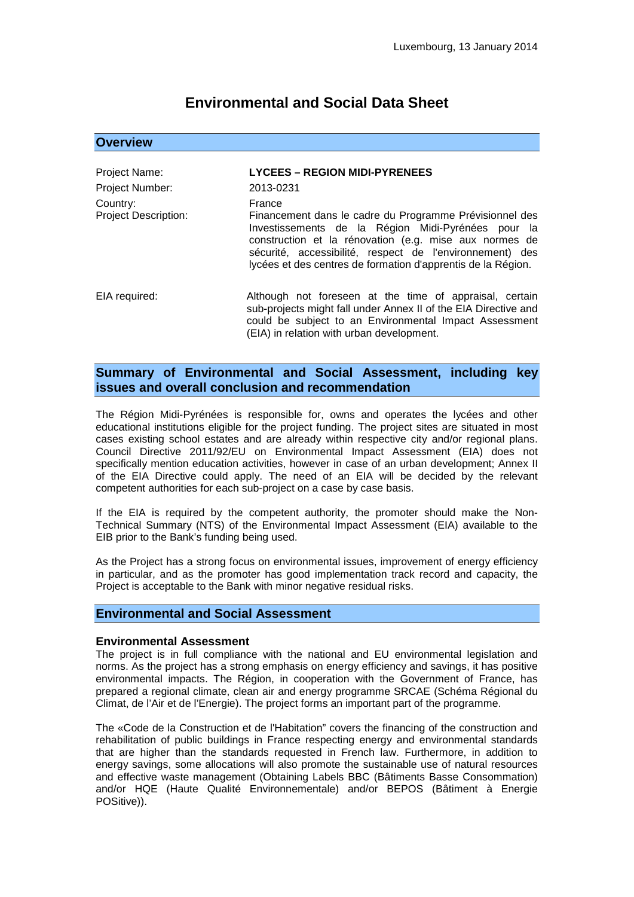Luxembourg, 13 January 2014

# Environmental and Social Data Sheet

## Overview

| | |
|---|---|
| Project Name: | **LYCEES – REGION MIDI-PYRENEES** |
| Project Number: | 2013-0231 |
| Country: | France |
| Project Description: | Financement dans le cadre du Programme Prévisionnel des Investissements de la Région Midi-Pyrénées pour la construction et la rénovation (e.g. mise aux normes de sécurité, accessibilité, respect de l'environnement) des lycées et des centres de formation d'apprentis de la Région. |
| EIA required: | Although not foreseen at the time of appraisal, certain sub-projects might fall under Annex II of the EIA Directive and could be subject to an Environmental Impact Assessment (EIA) in relation with urban development. |

## Summary of Environmental and Social Assessment, including key issues and overall conclusion and recommendation

The Région Midi-Pyrénées is responsible for, owns and operates the lycées and other educational institutions eligible for the project funding. The project sites are situated in most cases existing school estates and are already within respective city and/or regional plans. Council Directive 2011/92/EU on Environmental Impact Assessment (EIA) does not specifically mention education activities, however in case of an urban development; Annex II of the EIA Directive could apply. The need of an EIA will be decided by the relevant competent authorities for each sub-project on a case by case basis.

If the EIA is required by the competent authority, the promoter should make the Non-Technical Summary (NTS) of the Environmental Impact Assessment (EIA) available to the EIB prior to the Bank's funding being used.

As the Project has a strong focus on environmental issues, improvement of energy efficiency in particular, and as the promoter has good implementation track record and capacity, the Project is acceptable to the Bank with minor negative residual risks.

## Environmental and Social Assessment

### Environmental Assessment

The project is in full compliance with the national and EU environmental legislation and norms. As the project has a strong emphasis on energy efficiency and savings, it has positive environmental impacts. The Région, in cooperation with the Government of France, has prepared a regional climate, clean air and energy programme SRCAE (Schéma Régional du Climat, de l'Air et de l'Energie). The project forms an important part of the programme.

The «Code de la Construction et de l'Habitation" covers the financing of the construction and rehabilitation of public buildings in France respecting energy and environmental standards that are higher than the standards requested in French law. Furthermore, in addition to energy savings, some allocations will also promote the sustainable use of natural resources and effective waste management (Obtaining Labels BBC (Bâtiments Basse Consommation) and/or HQE (Haute Qualité Environnementale) and/or BEPOS (Bâtiment à Energie POSitive)).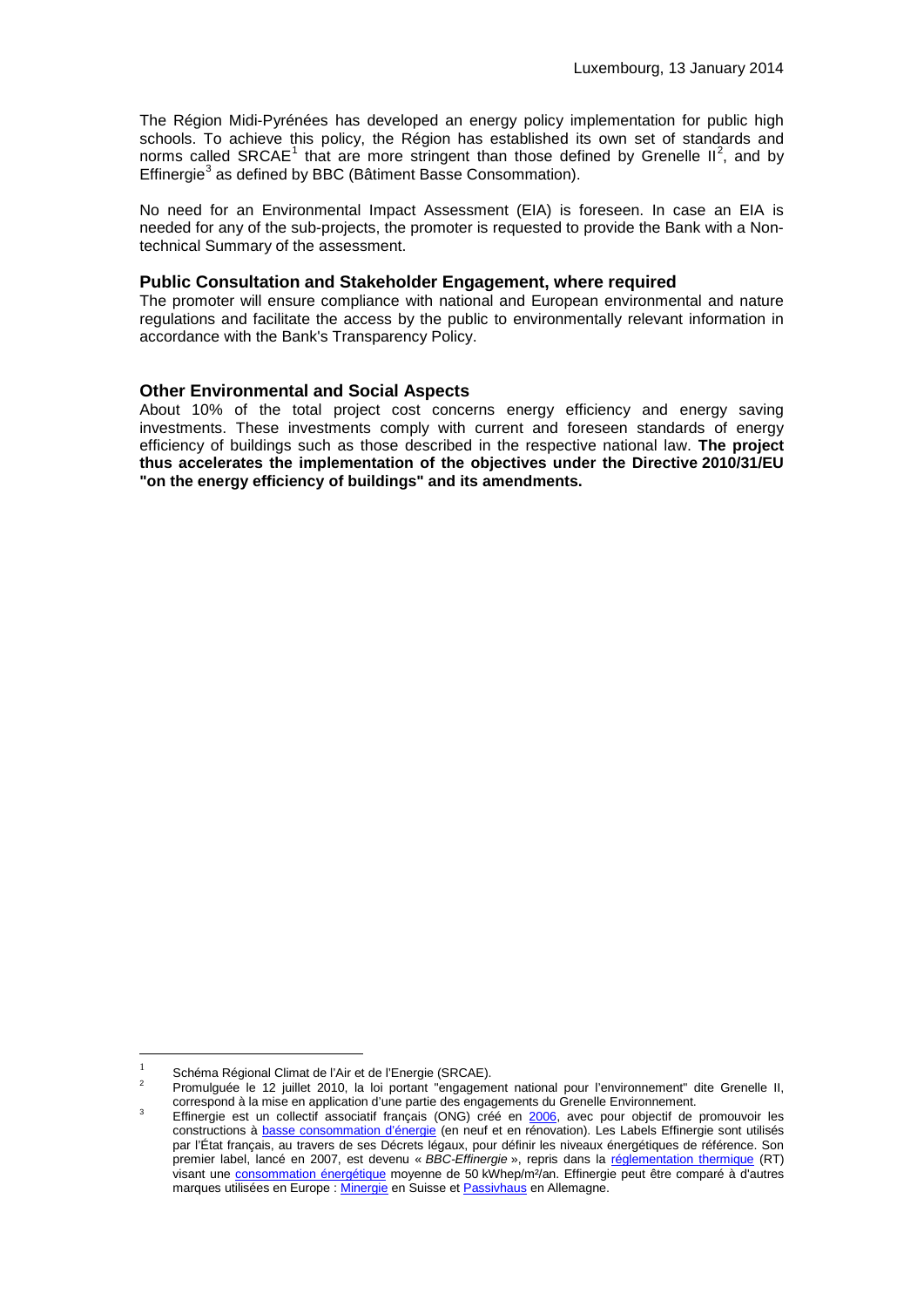Luxembourg, 13 January 2014

The Région Midi-Pyrénées has developed an energy policy implementation for public high schools. To achieve this policy, the Région has established its own set of standards and norms called SRCAE[1] that are more stringent than those defined by Grenelle II[2], and by Effinergie[3] as defined by BBC (Bâtiment Basse Consommation).

No need for an Environmental Impact Assessment (EIA) is foreseen. In case an EIA is needed for any of the sub-projects, the promoter is requested to provide the Bank with a Non-technical Summary of the assessment.

### Public Consultation and Stakeholder Engagement, where required

The promoter will ensure compliance with national and European environmental and nature regulations and facilitate the access by the public to environmentally relevant information in accordance with the Bank's Transparency Policy.

### Other Environmental and Social Aspects

About 10% of the total project cost concerns energy efficiency and energy saving investments. These investments comply with current and foreseen standards of energy efficiency of buildings such as those described in the respective national law. **The project thus accelerates the implementation of the objectives under the Directive 2010/31/EU "on the energy efficiency of buildings" and its amendments.**

---

[1] Schéma Régional Climat de l'Air et de l'Energie (SRCAE).

[2] Promulguée le 12 juillet 2010, la loi portant "engagement national pour l'environnement" dite Grenelle II, correspond à la mise en application d'une partie des engagements du Grenelle Environnement.

[3] Effinergie est un collectif associatif français (ONG) créé en 2006, avec pour objectif de promouvoir les constructions à basse consommation d'énergie (en neuf et en rénovation). Les Labels Effinergie sont utilisés par l'État français, au travers de ses Décrets légaux, pour définir les niveaux énergétiques de référence. Son premier label, lancé en 2007, est devenu « *BBC-Effinergie* », repris dans la réglementation thermique (RT) visant une consommation énergétique moyenne de 50 kWhep/m²/an. Effinergie peut être comparé à d'autres marques utilisées en Europe : Minergie en Suisse et Passivhaus en Allemagne.